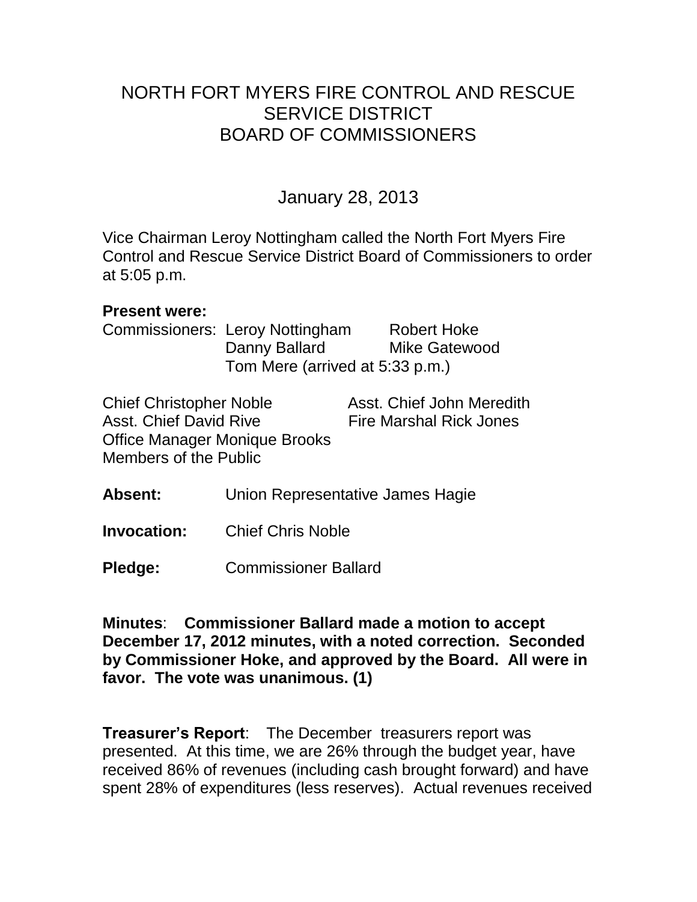# NORTH FORT MYERS FIRE CONTROL AND RESCUE SERVICE DISTRICT BOARD OF COMMISSIONERS

January 28, 2013

Vice Chairman Leroy Nottingham called the North Fort Myers Fire Control and Rescue Service District Board of Commissioners to order at 5:05 p.m.

**Present were:**

Commissioners: Leroy Nottingham, Robert Hoke, Danny Ballard, Mike Gatewood, Tom Mere (arrived at 5:33 p.m.)

Chief Christopher Noble
Asst. Chief John Meredith
Asst. Chief David Rive
Fire Marshal Rick Jones
Office Manager Monique Brooks
Members of the Public

**Absent:** Union Representative James Hagie

**Invocation:** Chief Chris Noble

**Pledge:** Commissioner Ballard

**Minutes**: **Commissioner Ballard made a motion to accept December 17, 2012 minutes, with a noted correction. Seconded by Commissioner Hoke, and approved by the Board. All were in favor. The vote was unanimous. (1)**

**Treasurer's Report**: The December treasurers report was presented. At this time, we are 26% through the budget year, have received 86% of revenues (including cash brought forward) and have spent 28% of expenditures (less reserves). Actual revenues received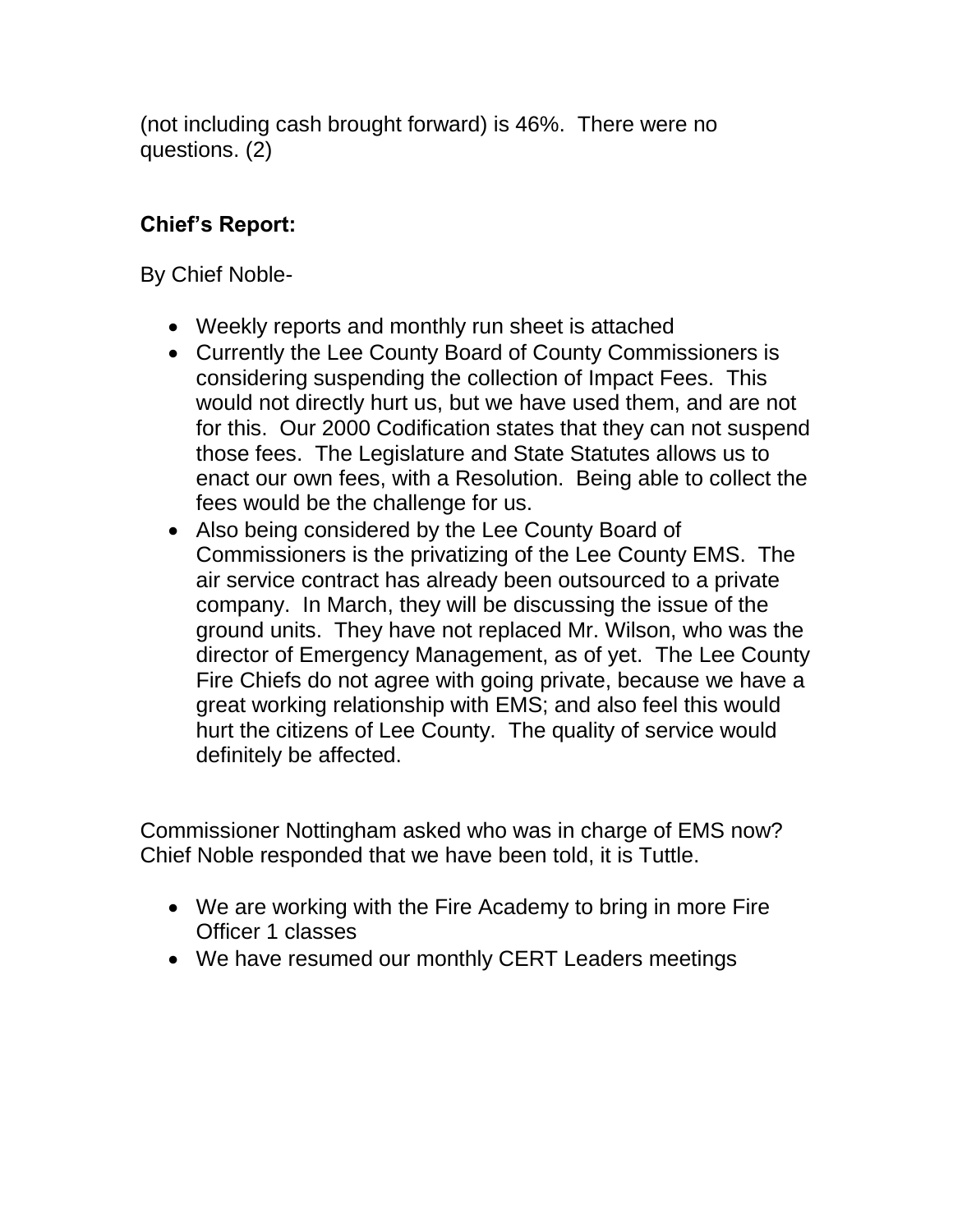(not including cash brought forward) is 46%. There were no questions. (2)

**Chief's Report:**

By Chief Noble-

- Weekly reports and monthly run sheet is attached
- Currently the Lee County Board of County Commissioners is considering suspending the collection of Impact Fees. This would not directly hurt us, but we have used them, and are not for this. Our 2000 Codification states that they can not suspend those fees. The Legislature and State Statutes allows us to enact our own fees, with a Resolution. Being able to collect the fees would be the challenge for us.
- Also being considered by the Lee County Board of Commissioners is the privatizing of the Lee County EMS. The air service contract has already been outsourced to a private company. In March, they will be discussing the issue of the ground units. They have not replaced Mr. Wilson, who was the director of Emergency Management, as of yet. The Lee County Fire Chiefs do not agree with going private, because we have a great working relationship with EMS; and also feel this would hurt the citizens of Lee County. The quality of service would definitely be affected.

Commissioner Nottingham asked who was in charge of EMS now? Chief Noble responded that we have been told, it is Tuttle.

- We are working with the Fire Academy to bring in more Fire Officer 1 classes
- We have resumed our monthly CERT Leaders meetings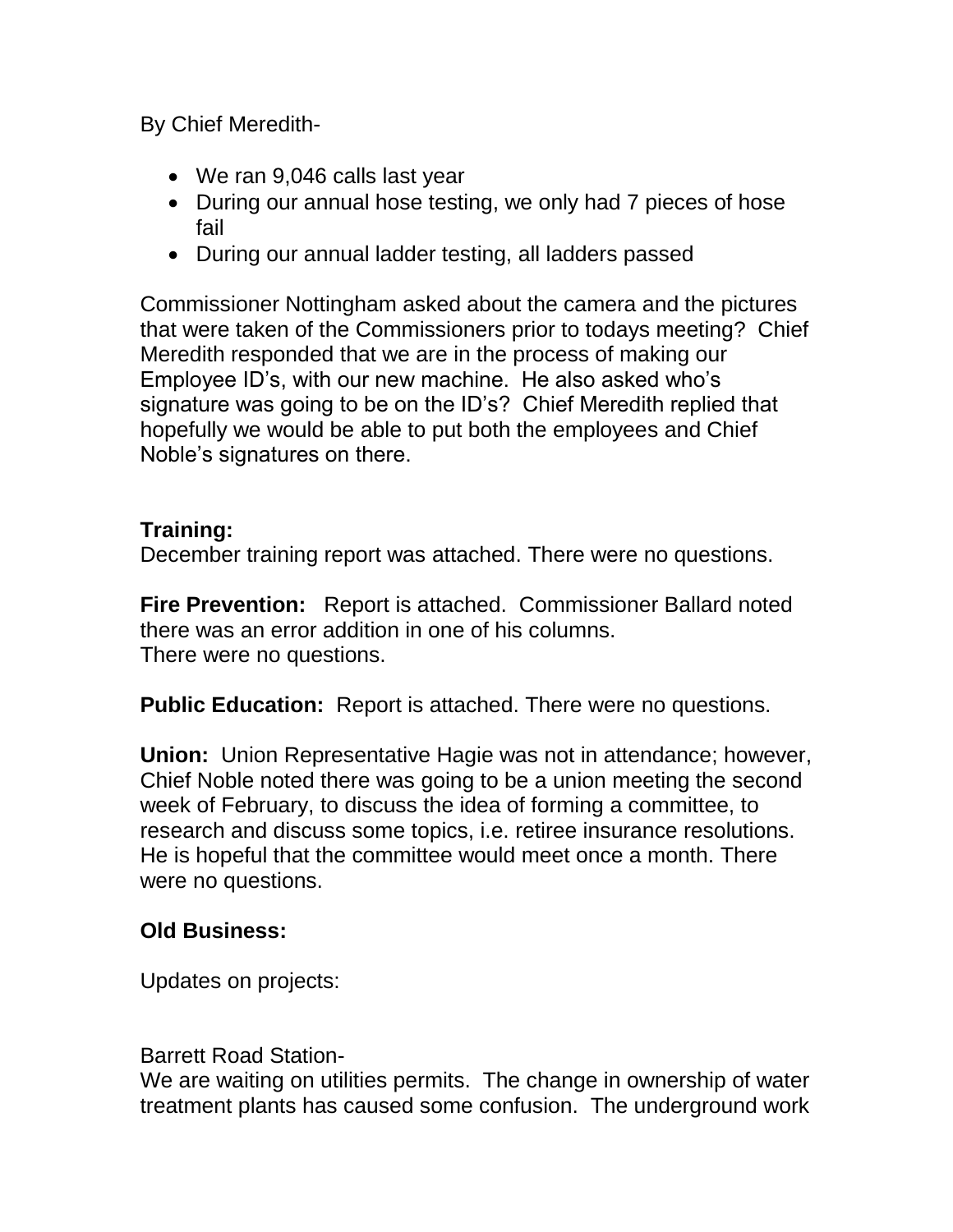By Chief Meredith-

- We ran 9,046 calls last year
- During our annual hose testing, we only had 7 pieces of hose fail
- During our annual ladder testing, all ladders passed

Commissioner Nottingham asked about the camera and the pictures that were taken of the Commissioners prior to todays meeting? Chief Meredith responded that we are in the process of making our Employee ID's, with our new machine. He also asked who's signature was going to be on the ID's? Chief Meredith replied that hopefully we would be able to put both the employees and Chief Noble's signatures on there.

**Training:**
December training report was attached. There were no questions.

**Fire Prevention:** Report is attached. Commissioner Ballard noted there was an error addition in one of his columns.
There were no questions.

**Public Education:** Report is attached. There were no questions.

**Union:** Union Representative Hagie was not in attendance; however, Chief Noble noted there was going to be a union meeting the second week of February, to discuss the idea of forming a committee, to research and discuss some topics, i.e. retiree insurance resolutions. He is hopeful that the committee would meet once a month. There were no questions.

**Old Business:**

Updates on projects:

Barrett Road Station-
We are waiting on utilities permits. The change in ownership of water treatment plants has caused some confusion. The underground work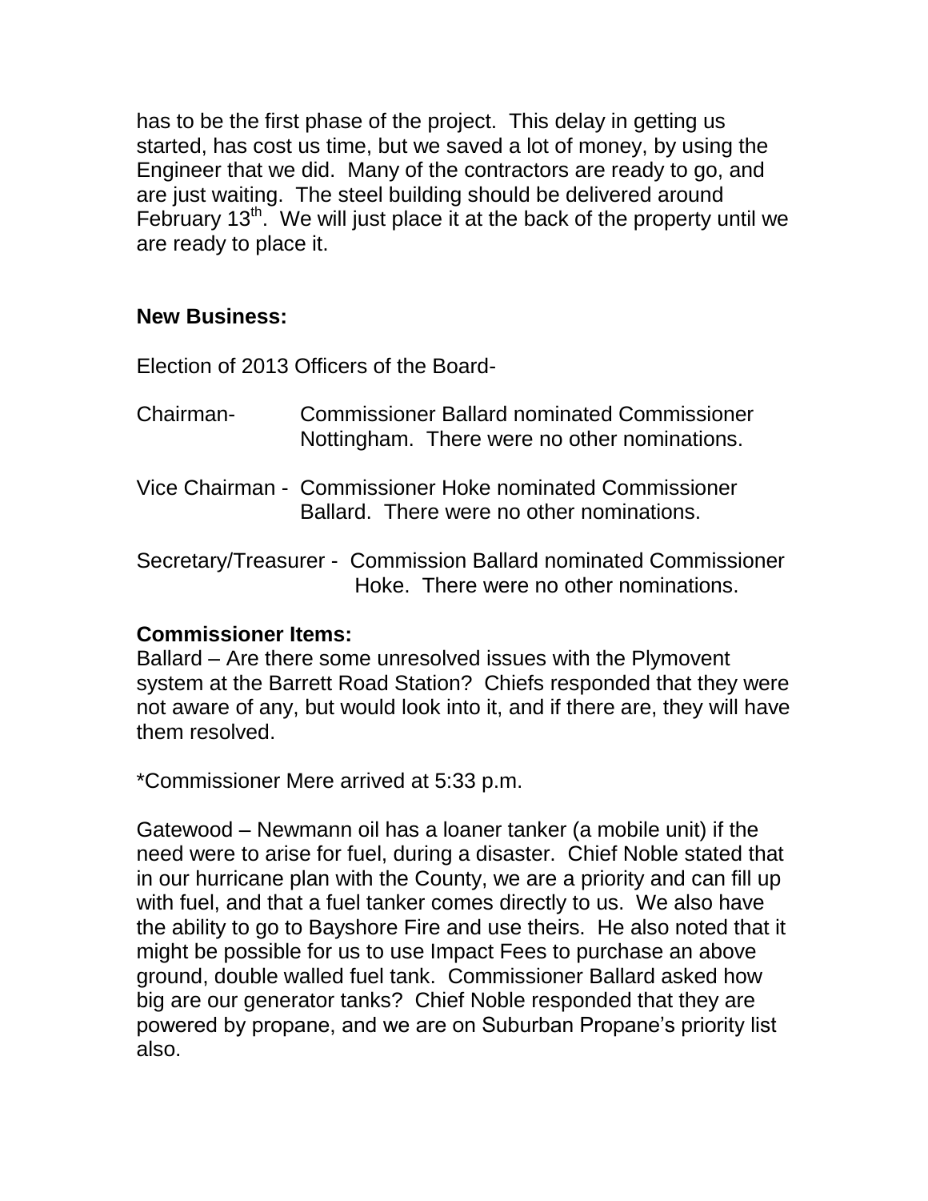has to be the first phase of the project. This delay in getting us started, has cost us time, but we saved a lot of money, by using the Engineer that we did. Many of the contractors are ready to go, and are just waiting. The steel building should be delivered around February 13th. We will just place it at the back of the property until we are ready to place it.

**New Business:**

Election of 2013 Officers of the Board-

Chairman- Commissioner Ballard nominated Commissioner Nottingham. There were no other nominations.

Vice Chairman - Commissioner Hoke nominated Commissioner Ballard. There were no other nominations.

Secretary/Treasurer - Commission Ballard nominated Commissioner Hoke. There were no other nominations.

**Commissioner Items:**

Ballard – Are there some unresolved issues with the Plymovent system at the Barrett Road Station? Chiefs responded that they were not aware of any, but would look into it, and if there are, they will have them resolved.

*Commissioner Mere arrived at 5:33 p.m.

Gatewood – Newmann oil has a loaner tanker (a mobile unit) if the need were to arise for fuel, during a disaster. Chief Noble stated that in our hurricane plan with the County, we are a priority and can fill up with fuel, and that a fuel tanker comes directly to us. We also have the ability to go to Bayshore Fire and use theirs. He also noted that it might be possible for us to use Impact Fees to purchase an above ground, double walled fuel tank. Commissioner Ballard asked how big are our generator tanks? Chief Noble responded that they are powered by propane, and we are on Suburban Propane's priority list also.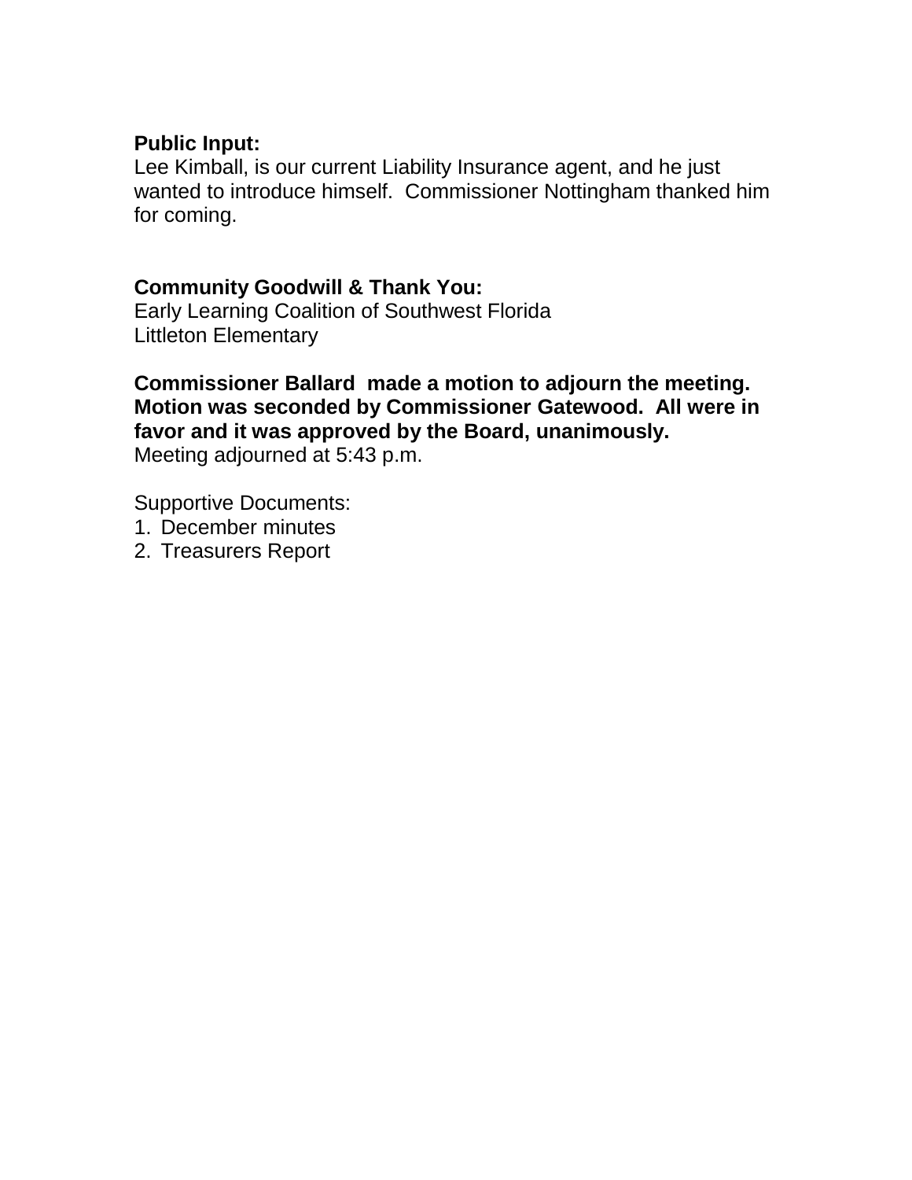**Public Input:**
Lee Kimball, is our current Liability Insurance agent, and he just wanted to introduce himself. Commissioner Nottingham thanked him for coming.

**Community Goodwill & Thank You:**
Early Learning Coalition of Southwest Florida
Littleton Elementary

**Commissioner Ballard made a motion to adjourn the meeting. Motion was seconded by Commissioner Gatewood. All were in favor and it was approved by the Board, unanimously.**
Meeting adjourned at 5:43 p.m.

Supportive Documents:
1. December minutes
2. Treasurers Report